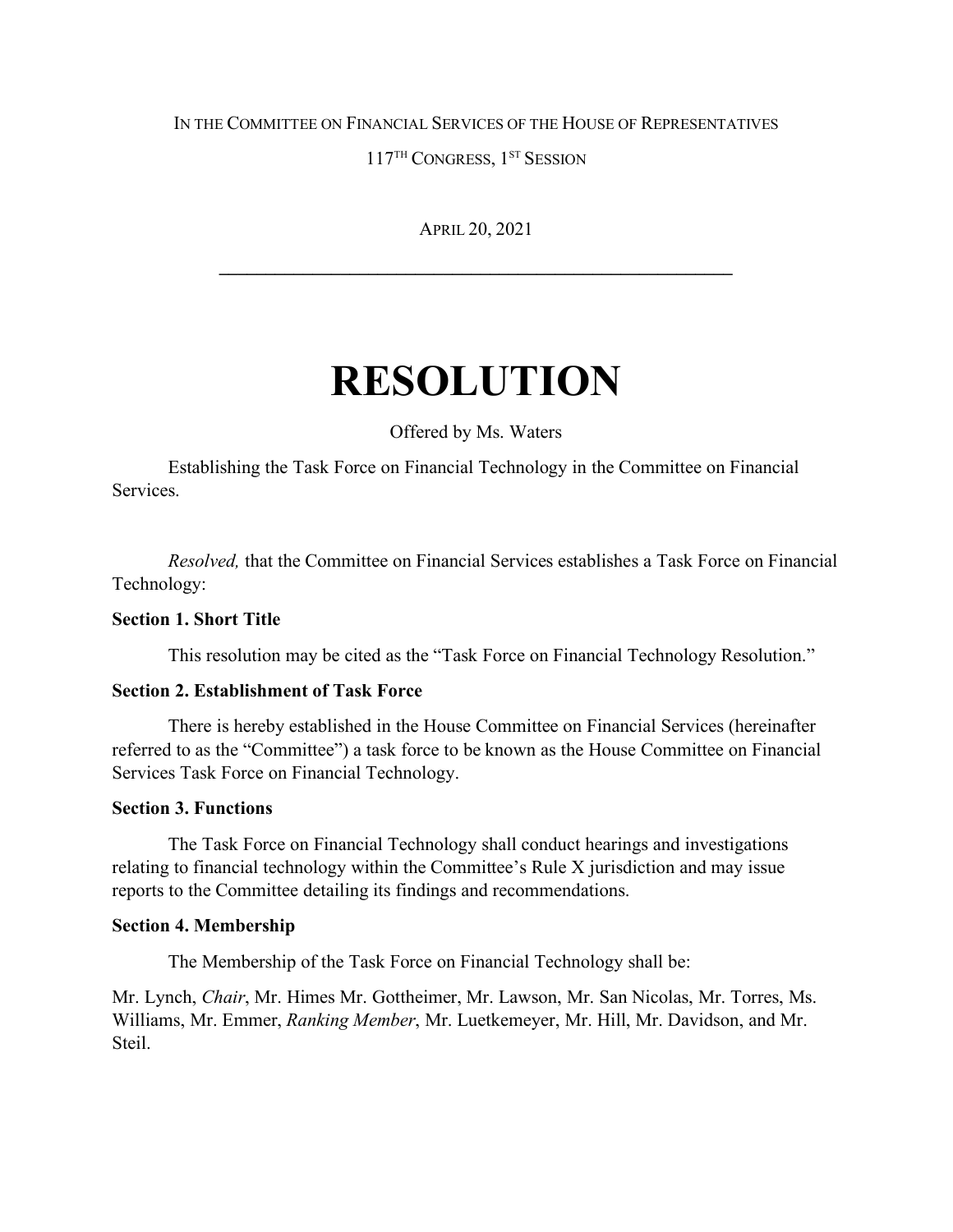IN THE COMMITTEE ON FINANCIAL SERVICES OF THE HOUSE OF REPRESENTATIVES

117TH CONGRESS, 1ST SESSION

APRIL 20, 2021

---

# RESOLUTION

Offered by Ms. Waters

Establishing the Task Force on Financial Technology in the Committee on Financial Services.

*Resolved,* that the Committee on Financial Services establishes a Task Force on Financial Technology:

**Section 1. Short Title**

This resolution may be cited as the "Task Force on Financial Technology Resolution."

**Section 2. Establishment of Task Force**

There is hereby established in the House Committee on Financial Services (hereinafter referred to as the "Committee") a task force to be known as the House Committee on Financial Services Task Force on Financial Technology.

**Section 3. Functions**

The Task Force on Financial Technology shall conduct hearings and investigations relating to financial technology within the Committee's Rule X jurisdiction and may issue reports to the Committee detailing its findings and recommendations.

**Section 4. Membership**

The Membership of the Task Force on Financial Technology shall be:

Mr. Lynch, *Chair*, Mr. Himes Mr. Gottheimer, Mr. Lawson, Mr. San Nicolas, Mr. Torres, Ms. Williams, Mr. Emmer, *Ranking Member*, Mr. Luetkemeyer, Mr. Hill, Mr. Davidson, and Mr. Steil.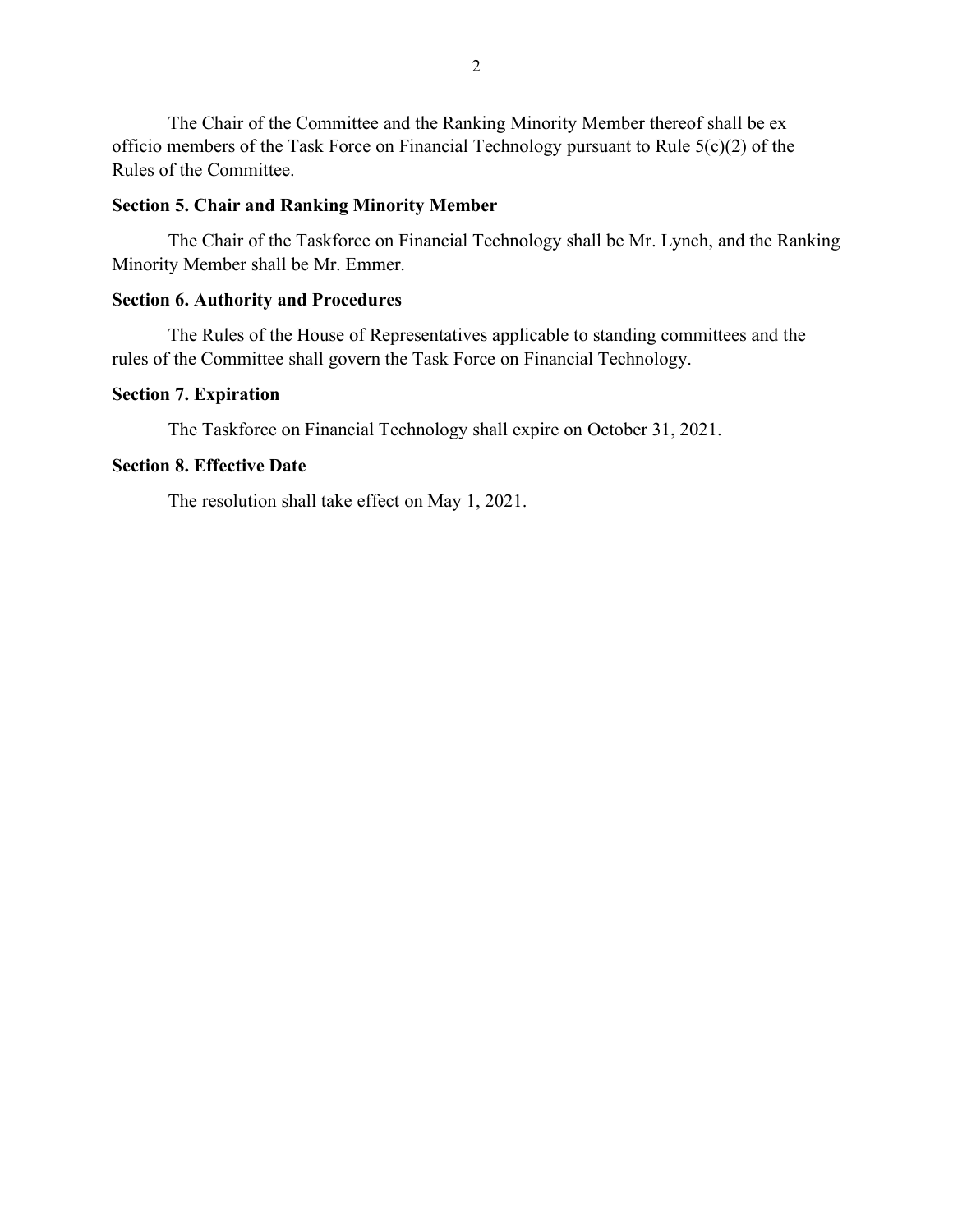The Chair of the Committee and the Ranking Minority Member thereof shall be ex officio members of the Task Force on Financial Technology pursuant to Rule 5(c)(2) of the Rules of the Committee.

**Section 5. Chair and Ranking Minority Member**

The Chair of the Taskforce on Financial Technology shall be Mr. Lynch, and the Ranking Minority Member shall be Mr. Emmer.

**Section 6. Authority and Procedures**

The Rules of the House of Representatives applicable to standing committees and the rules of the Committee shall govern the Task Force on Financial Technology.

**Section 7. Expiration**

The Taskforce on Financial Technology shall expire on October 31, 2021.

**Section 8. Effective Date**

The resolution shall take effect on May 1, 2021.